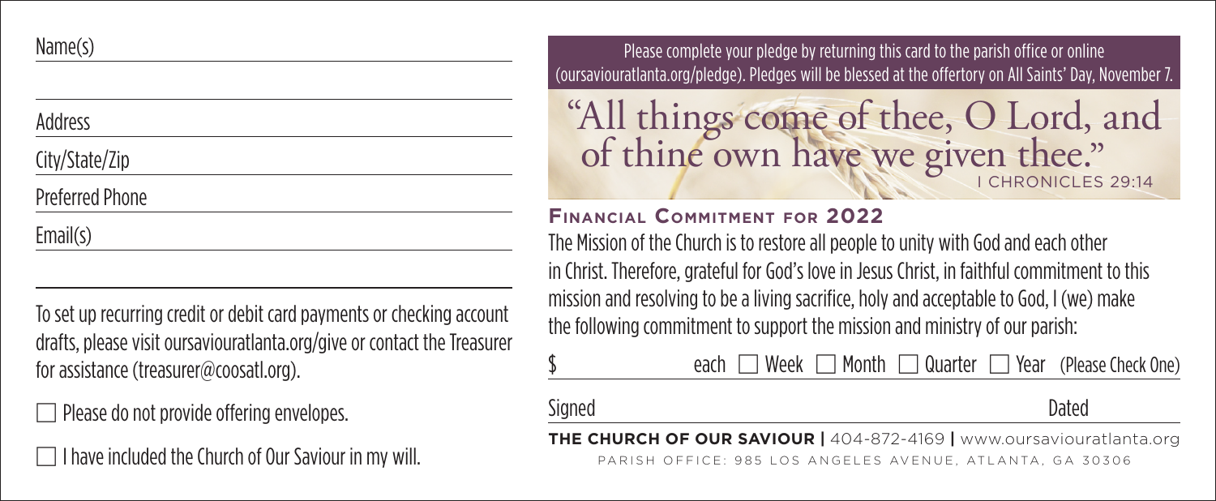Name(s) \_\_\_\_\_\_\_\_\_\_\_\_\_\_\_\_\_\_\_\_\_\_\_\_\_\_\_\_\_\_

Address \_\_\_\_\_\_\_\_\_\_\_\_\_\_\_\_\_\_\_\_\_\_\_\_\_\_\_\_\_\_

City/State/Zip \_\_\_\_\_\_\_\_\_\_\_\_\_\_\_\_\_\_\_\_\_\_\_\_\_\_\_\_\_\_

Preferred Phone \_\_\_\_\_\_\_\_\_\_\_\_\_\_\_\_\_\_\_\_\_\_\_\_\_\_\_\_\_\_

Email(s) \_\_\_\_\_\_\_\_\_\_\_\_\_\_\_\_\_\_\_\_\_\_\_\_\_\_\_\_\_\_

To set up recurring credit or debit card payments or checking account drafts, please visit oursaviouratlanta.org/give or contact the Treasurer for assistance (treasurer@coosatl.org).

☐ Please do not provide offering envelopes.

☐ I have included the Church of Our Saviour in my will.

Please complete your pledge by returning this card to the parish office or online (oursaviouratlanta.org/pledge). Pledges will be blessed at the offertory on All Saints' Day, November 7.

# "All things come of thee, O Lord, and of thine own have we given thee."

I CHRONICLES 29:14

## Financial Commitment for 2022

The Mission of the Church is to restore all people to unity with God and each other in Christ. Therefore, grateful for God's love in Jesus Christ, in faithful commitment to this mission and resolving to be a living sacrifice, holy and acceptable to God, I (we) make the following commitment to support the mission and ministry of our parish:

$ \_\_\_\_\_\_\_\_\_\_ each ☐ Week ☐ Month ☐ Quarter ☐ Year (Please Check One)

Signed \_\_\_\_\_\_\_\_\_\_\_\_\_\_\_\_\_\_\_\_ Dated \_\_\_\_\_\_\_\_\_\_

**THE CHURCH OF OUR SAVIOUR |** 404-872-4169 **|** www.oursaviouratlanta.org

PARISH OFFICE: 985 LOS ANGELES AVENUE, ATLANTA, GA 30306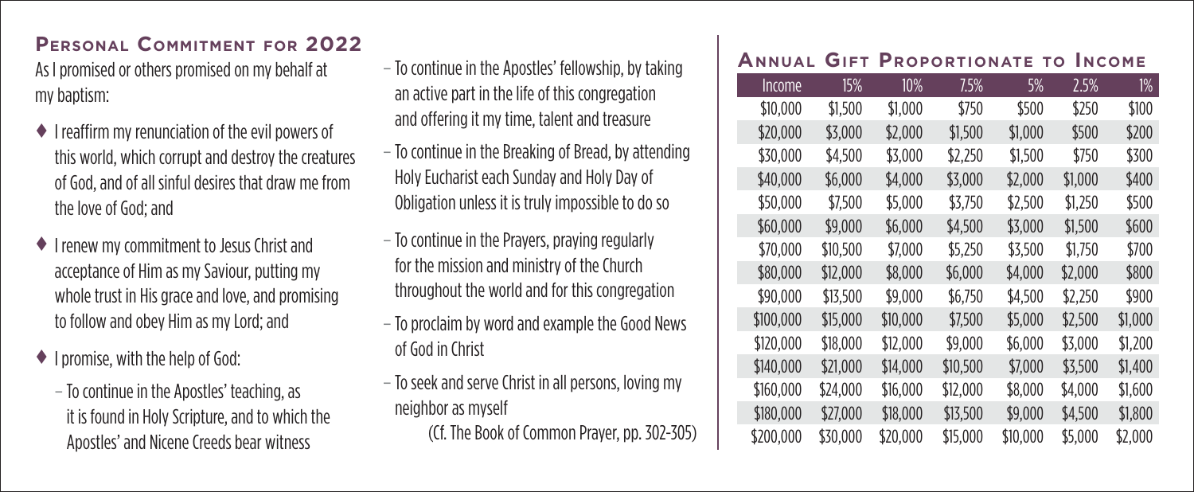## Personal Commitment for 2022

As I promised or others promised on my behalf at my baptism:

- I reaffirm my renunciation of the evil powers of this world, which corrupt and destroy the creatures of God, and of all sinful desires that draw me from the love of God; and
- I renew my commitment to Jesus Christ and acceptance of Him as my Saviour, putting my whole trust in His grace and love, and promising to follow and obey Him as my Lord; and
- I promise, with the help of God:
  - To continue in the Apostles' teaching, as it is found in Holy Scripture, and to which the Apostles' and Nicene Creeds bear witness
  - To continue in the Apostles' fellowship, by taking an active part in the life of this congregation and offering it my time, talent and treasure
  - To continue in the Breaking of Bread, by attending Holy Eucharist each Sunday and Holy Day of Obligation unless it is truly impossible to do so
  - To continue in the Prayers, praying regularly for the mission and ministry of the Church throughout the world and for this congregation
  - To proclaim by word and example the Good News of God in Christ
  - To seek and serve Christ in all persons, loving my neighbor as myself

(Cf. The Book of Common Prayer, pp. 302-305)

## Annual Gift Proportionate to Income

| Income | 15% | 10% | 7.5% | 5% | 2.5% | 1% |
|---|---|---|---|---|---|---|
| $10,000 | $1,500 | $1,000 | $750 | $500 | $250 | $100 |
| $20,000 | $3,000 | $2,000 | $1,500 | $1,000 | $500 | $200 |
| $30,000 | $4,500 | $3,000 | $2,250 | $1,500 | $750 | $300 |
| $40,000 | $6,000 | $4,000 | $3,000 | $2,000 | $1,000 | $400 |
| $50,000 | $7,500 | $5,000 | $3,750 | $2,500 | $1,250 | $500 |
| $60,000 | $9,000 | $6,000 | $4,500 | $3,000 | $1,500 | $600 |
| $70,000 | $10,500 | $7,000 | $5,250 | $3,500 | $1,750 | $700 |
| $80,000 | $12,000 | $8,000 | $6,000 | $4,000 | $2,000 | $800 |
| $90,000 | $13,500 | $9,000 | $6,750 | $4,500 | $2,250 | $900 |
| $100,000 | $15,000 | $10,000 | $7,500 | $5,000 | $2,500 | $1,000 |
| $120,000 | $18,000 | $12,000 | $9,000 | $6,000 | $3,000 | $1,200 |
| $140,000 | $21,000 | $14,000 | $10,500 | $7,000 | $3,500 | $1,400 |
| $160,000 | $24,000 | $16,000 | $12,000 | $8,000 | $4,000 | $1,600 |
| $180,000 | $27,000 | $18,000 | $13,500 | $9,000 | $4,500 | $1,800 |
| $200,000 | $30,000 | $20,000 | $15,000 | $10,000 | $5,000 | $2,000 |